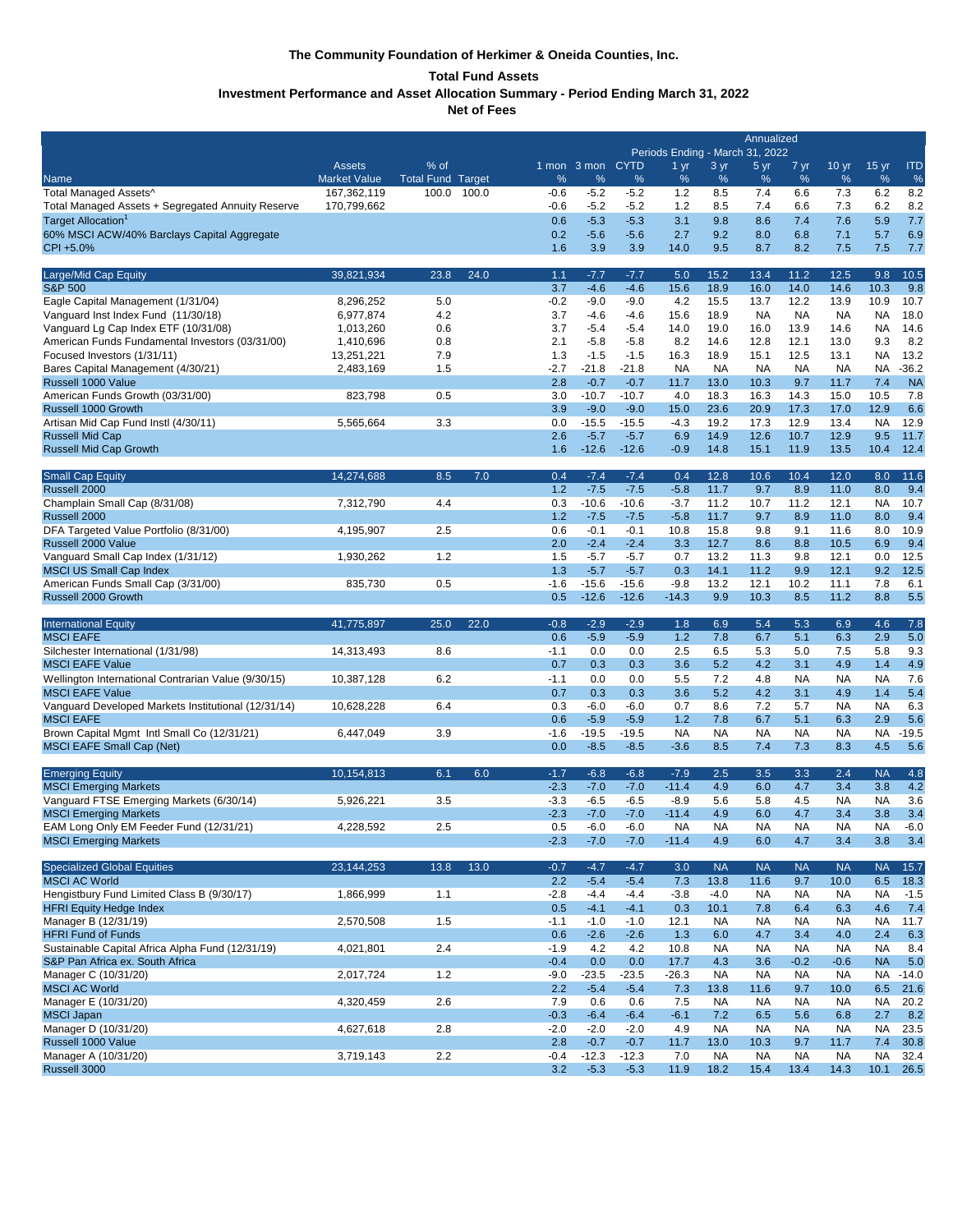**The Community Foundation of Herkimer & Oneida Counties, Inc.**

**Total Fund Assets**

**Investment Performance and Asset Allocation Summary - Period Ending March 31, 2022**

**Net of Fees**

| | | | | | | | Annualized | | | | | | |
|---|---|---|---|---|---|---|---|---|---|---|---|---|---|
| | | | | Periods Ending - March 31, 2022 | | | | | | | | | |
| Name | Assets Market Value | % of Total Fund | Target | 1 mon % | 3 mon % | CYTD % | 1 yr % | 3 yr % | 5 yr % | 7 yr % | 10 yr % | 15 yr % | ITD % |
| Total Managed Assets^ | 167,362,119 | 100.0 | 100.0 | -0.6 | -5.2 | -5.2 | 1.2 | 8.5 | 7.4 | 6.6 | 7.3 | 6.2 | 8.2 |
| Total Managed Assets + Segregated Annuity Reserve | 170,799,662 | | | -0.6 | -5.2 | -5.2 | 1.2 | 8.5 | 7.4 | 6.6 | 7.3 | 6.2 | 8.2 |
| Target Allocation[1] | | | | 0.6 | -5.3 | -5.3 | 3.1 | 9.8 | 8.6 | 7.4 | 7.6 | 5.9 | 7.7 |
| 60% MSCI ACW/40% Barclays Capital Aggregate | | | | 0.2 | -5.6 | -5.6 | 2.7 | 9.2 | 8.0 | 6.8 | 7.1 | 5.7 | 6.9 |
| CPI +5.0% | | | | 1.6 | 3.9 | 3.9 | 14.0 | 9.5 | 8.7 | 8.2 | 7.5 | 7.5 | 7.7 |
| Large/Mid Cap Equity | 39,821,934 | 23.8 | 24.0 | 1.1 | -7.7 | -7.7 | 5.0 | 15.2 | 13.4 | 11.2 | 12.5 | 9.8 | 10.5 |
| S&P 500 | | | | 3.7 | -4.6 | -4.6 | 15.6 | 18.9 | 16.0 | 14.0 | 14.6 | 10.3 | 9.8 |
| Eagle Capital Management (1/31/04) | 8,296,252 | 5.0 | | -0.2 | -9.0 | -9.0 | 4.2 | 15.5 | 13.7 | 12.2 | 13.9 | 10.9 | 10.7 |
| Vanguard Inst Index Fund (11/30/18) | 6,977,874 | 4.2 | | 3.7 | -4.6 | -4.6 | 15.6 | 18.9 | NA | NA | NA | NA | 18.0 |
| Vanguard Lg Cap Index ETF (10/31/08) | 1,013,260 | 0.6 | | 3.7 | -5.4 | -5.4 | 14.0 | 19.0 | 16.0 | 13.9 | 14.6 | NA | 14.6 |
| American Funds Fundamental Investors (03/31/00) | 1,410,696 | 0.8 | | 2.1 | -5.8 | -5.8 | 8.2 | 14.6 | 12.8 | 12.1 | 13.0 | 9.3 | 8.2 |
| Focused Investors (1/31/11) | 13,251,221 | 7.9 | | 1.3 | -1.5 | -1.5 | 16.3 | 18.9 | 15.1 | 12.5 | 13.1 | NA | 13.2 |
| Bares Capital Management (4/30/21) | 2,483,169 | 1.5 | | -2.7 | -21.8 | -21.8 | NA | NA | NA | NA | NA | NA | -36.2 |
| Russell 1000 Value | | | | 2.8 | -0.7 | -0.7 | 11.7 | 13.0 | 10.3 | 9.7 | 11.7 | 7.4 | NA |
| American Funds Growth (03/31/00) | 823,798 | 0.5 | | 3.0 | -10.7 | -10.7 | 4.0 | 18.3 | 16.3 | 14.3 | 15.0 | 10.5 | 7.8 |
| Russell 1000 Growth | | | | 3.9 | -9.0 | -9.0 | 15.0 | 23.6 | 20.9 | 17.3 | 17.0 | 12.9 | 6.6 |
| Artisan Mid Cap Fund Instl (4/30/11) | 5,565,664 | 3.3 | | 0.0 | -15.5 | -15.5 | -4.3 | 19.2 | 17.3 | 12.9 | 13.4 | NA | 12.9 |
| Russell Mid Cap | | | | 2.6 | -5.7 | -5.7 | 6.9 | 14.9 | 12.6 | 10.7 | 12.9 | 9.5 | 11.7 |
| Russell Mid Cap Growth | | | | 1.6 | -12.6 | -12.6 | -0.9 | 14.8 | 15.1 | 11.9 | 13.5 | 10.4 | 12.4 |
| Small Cap Equity | 14,274,688 | 8.5 | 7.0 | 0.4 | -7.4 | -7.4 | 0.4 | 12.8 | 10.6 | 10.4 | 12.0 | 8.0 | 11.6 |
| Russell 2000 | | | | 1.2 | -7.5 | -7.5 | -5.8 | 11.7 | 9.7 | 8.9 | 11.0 | 8.0 | 9.4 |
| Champlain Small Cap (8/31/08) | 7,312,790 | 4.4 | | 0.3 | -10.6 | -10.6 | -3.7 | 11.2 | 10.7 | 11.2 | 12.1 | NA | 10.7 |
| Russell 2000 | | | | 1.2 | -7.5 | -7.5 | -5.8 | 11.7 | 9.7 | 8.9 | 11.0 | 8.0 | 9.4 |
| DFA Targeted Value Portfolio (8/31/00) | 4,195,907 | 2.5 | | 0.6 | -0.1 | -0.1 | 10.8 | 15.8 | 9.8 | 9.1 | 11.6 | 8.0 | 10.9 |
| Russell 2000 Value | | | | 2.0 | -2.4 | -2.4 | 3.3 | 12.7 | 8.6 | 8.8 | 10.5 | 6.9 | 9.4 |
| Vanguard Small Cap Index (1/31/12) | 1,930,262 | 1.2 | | 1.5 | -5.7 | -5.7 | 0.7 | 13.2 | 11.3 | 9.8 | 12.1 | 0.0 | 12.5 |
| MSCI US Small Cap Index | | | | 1.3 | -5.7 | -5.7 | 0.3 | 14.1 | 11.2 | 9.9 | 12.1 | 9.2 | 12.5 |
| American Funds Small Cap (3/31/00) | 835,730 | 0.5 | | -1.6 | -15.6 | -15.6 | -9.8 | 13.2 | 12.1 | 10.2 | 11.1 | 7.8 | 6.1 |
| Russell 2000 Growth | | | | 0.5 | -12.6 | -12.6 | -14.3 | 9.9 | 10.3 | 8.5 | 11.2 | 8.8 | 5.5 |
| International Equity | 41,775,897 | 25.0 | 22.0 | -0.8 | -2.9 | -2.9 | 1.8 | 6.9 | 5.4 | 5.3 | 6.9 | 4.6 | 7.8 |
| MSCI EAFE | | | | 0.6 | -5.9 | -5.9 | 1.2 | 7.8 | 6.7 | 5.1 | 6.3 | 2.9 | 5.0 |
| Silchester International (1/31/98) | 14,313,493 | 8.6 | | -1.1 | 0.0 | 0.0 | 2.5 | 6.5 | 5.3 | 5.0 | 7.5 | 5.8 | 9.3 |
| MSCI EAFE Value | | | | 0.7 | 0.3 | 0.3 | 3.6 | 5.2 | 4.2 | 3.1 | 4.9 | 1.4 | 4.9 |
| Wellington International Contrarian Value (9/30/15) | 10,387,128 | 6.2 | | -1.1 | 0.0 | 0.0 | 5.5 | 7.2 | 4.8 | NA | NA | NA | 7.6 |
| MSCI EAFE Value | | | | 0.7 | 0.3 | 0.3 | 3.6 | 5.2 | 4.2 | 3.1 | 4.9 | 1.4 | 5.4 |
| Vanguard Developed Markets Institutional (12/31/14) | 10,628,228 | 6.4 | | 0.3 | -6.0 | -6.0 | 0.7 | 8.6 | 7.2 | 5.7 | NA | NA | 6.3 |
| MSCI EAFE | | | | 0.6 | -5.9 | -5.9 | 1.2 | 7.8 | 6.7 | 5.1 | 6.3 | 2.9 | 5.6 |
| Brown Capital Mgmt Intl Small Co (12/31/21) | 6,447,049 | 3.9 | | -1.6 | -19.5 | -19.5 | NA | NA | NA | NA | NA | NA | -19.5 |
| MSCI EAFE Small Cap (Net) | | | | 0.0 | -8.5 | -8.5 | -3.6 | 8.5 | 7.4 | 7.3 | 8.3 | 4.5 | 5.6 |
| Emerging Equity | 10,154,813 | 6.1 | 6.0 | -1.7 | -6.8 | -6.8 | -7.9 | 2.5 | 3.5 | 3.3 | 2.4 | NA | 4.8 |
| MSCI Emerging Markets | | | | -2.3 | -7.0 | -7.0 | -11.4 | 4.9 | 6.0 | 4.7 | 3.4 | 3.8 | 4.2 |
| Vanguard FTSE Emerging Markets (6/30/14) | 5,926,221 | 3.5 | | -3.3 | -6.5 | -6.5 | -8.9 | 5.6 | 5.8 | 4.5 | NA | NA | 3.6 |
| MSCI Emerging Markets | | | | -2.3 | -7.0 | -7.0 | -11.4 | 4.9 | 6.0 | 4.7 | 3.4 | 3.8 | 3.4 |
| EAM Long Only EM Feeder Fund (12/31/21) | 4,228,592 | 2.5 | | 0.5 | -6.0 | -6.0 | NA | NA | NA | NA | NA | NA | -6.0 |
| MSCI Emerging Markets | | | | -2.3 | -7.0 | -7.0 | -11.4 | 4.9 | 6.0 | 4.7 | 3.4 | 3.8 | 3.4 |
| Specialized Global Equities | 23,144,253 | 13.8 | 13.0 | -0.7 | -4.7 | -4.7 | 3.0 | NA | NA | NA | NA | NA | 15.7 |
| MSCI AC World | | | | 2.2 | -5.4 | -5.4 | 7.3 | 13.8 | 11.6 | 9.7 | 10.0 | 6.5 | 18.3 |
| Hengistbury Fund Limited Class B (9/30/17) | 1,866,999 | 1.1 | | -2.8 | -4.4 | -4.4 | -3.8 | -4.0 | NA | NA | NA | NA | -1.5 |
| HFRI Equity Hedge Index | | | | 0.5 | -4.1 | -4.1 | 0.3 | 10.1 | 7.8 | 6.4 | 6.3 | 4.6 | 7.4 |
| Manager B (12/31/19) | 2,570,508 | 1.5 | | -1.1 | -1.0 | -1.0 | 12.1 | NA | NA | NA | NA | NA | 11.7 |
| HFRI Fund of Funds | | | | 0.6 | -2.6 | -2.6 | 1.3 | 6.0 | 4.7 | 3.4 | 4.0 | 2.4 | 6.3 |
| Sustainable Capital Africa Alpha Fund (12/31/19) | 4,021,801 | 2.4 | | -1.9 | 4.2 | 4.2 | 10.8 | NA | NA | NA | NA | NA | 8.4 |
| S&P Pan Africa ex. South Africa | | | | -0.4 | 0.0 | 0.0 | 17.7 | 4.3 | 3.6 | -0.2 | -0.6 | NA | 5.0 |
| Manager C (10/31/20) | 2,017,724 | 1.2 | | -9.0 | -23.5 | -23.5 | -26.3 | NA | NA | NA | NA | NA | -14.0 |
| MSCI AC World | | | | 2.2 | -5.4 | -5.4 | 7.3 | 13.8 | 11.6 | 9.7 | 10.0 | 6.5 | 21.6 |
| Manager E (10/31/20) | 4,320,459 | 2.6 | | 7.9 | 0.6 | 0.6 | 7.5 | NA | NA | NA | NA | NA | 20.2 |
| MSCI Japan | | | | -0.3 | -6.4 | -6.4 | -6.1 | 7.2 | 6.5 | 5.6 | 6.8 | 2.7 | 8.2 |
| Manager D (10/31/20) | 4,627,618 | 2.8 | | -2.0 | -2.0 | -2.0 | 4.9 | NA | NA | NA | NA | NA | 23.5 |
| Russell 1000 Value | | | | 2.8 | -0.7 | -0.7 | 11.7 | 13.0 | 10.3 | 9.7 | 11.7 | 7.4 | 30.8 |
| Manager A (10/31/20) | 3,719,143 | 2.2 | | -0.4 | -12.3 | -12.3 | 7.0 | NA | NA | NA | NA | NA | 32.4 |
| Russell 3000 | | | | 3.2 | -5.3 | -5.3 | 11.9 | 18.2 | 15.4 | 13.4 | 14.3 | 10.1 | 26.5 |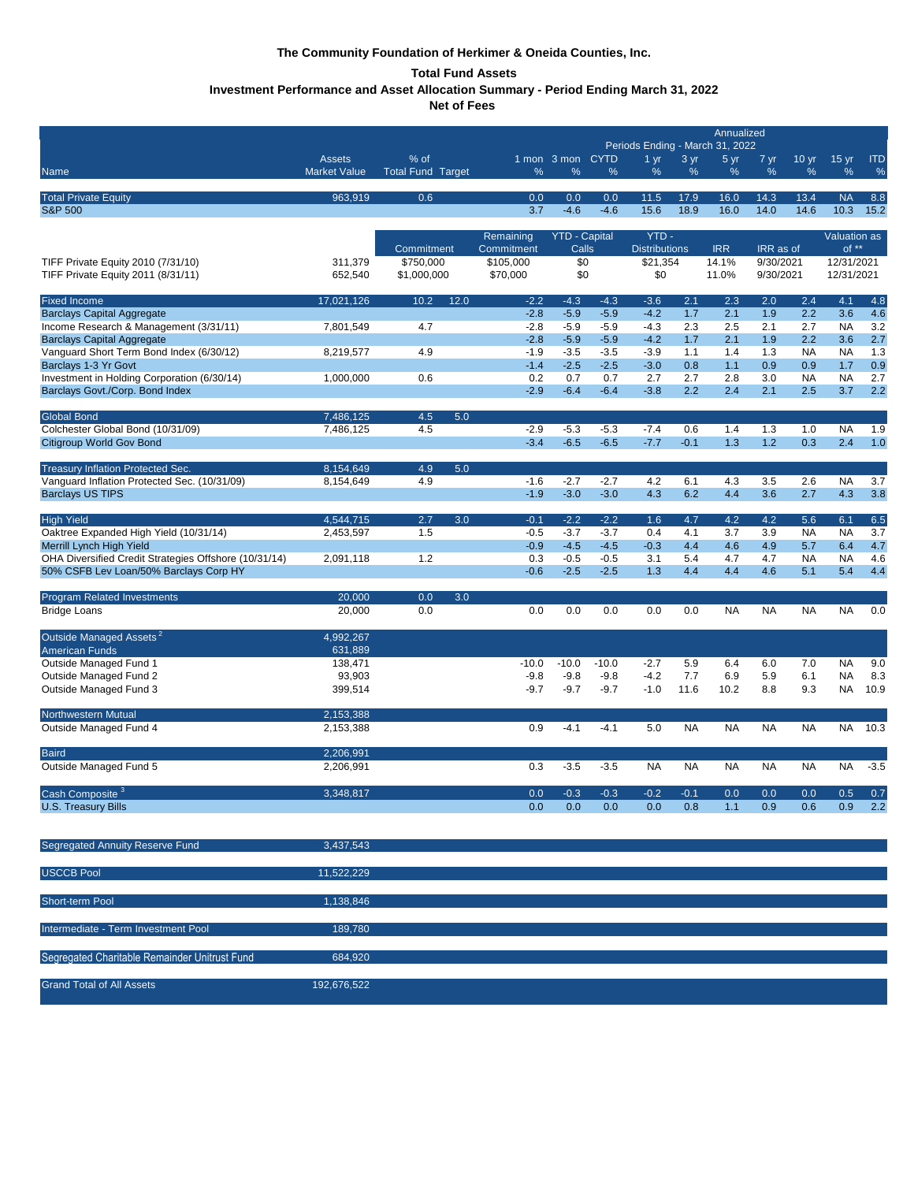**The Community Foundation of Herkimer & Oneida Counties, Inc.**

**Total Fund Assets**

**Investment Performance and Asset Allocation Summary - Period Ending March 31, 2022**

**Net of Fees**

| Name | Assets Market Value | % of Total Fund | Target | 1 mon % | 3 mon % | CYTD % | 1 yr % | 3 yr % | 5 yr % | 7 yr % | 10 yr % | 15 yr % | ITD % |
|---|---|---|---|---|---|---|---|---|---|---|---|---|---|
| | | | | | | | Annualized Periods Ending - March 31, 2022 | | | | | | |
| Total Private Equity | 963,919 | 0.6 | | 0.0 | 0.0 | 0.0 | 11.5 | 17.9 | 16.0 | 14.3 | 13.4 | NA | 8.8 |
| S&P 500 | | | | 3.7 | -4.6 | -4.6 | 15.6 | 18.9 | 16.0 | 14.0 | 14.6 | 10.3 | 15.2 |

| Name | Assets Market Value | Commitment | Remaining Commitment | YTD - Capital Calls | YTD - Distributions | IRR | IRR as of | Valuation as of ** |
|---|---|---|---|---|---|---|---|---|
| TIFF Private Equity 2010 (7/31/10) | 311,379 | $750,000 | $105,000 | $0 | $21,354 | 14.1% | 9/30/2021 | 12/31/2021 |
| TIFF Private Equity 2011 (8/31/11) | 652,540 | $1,000,000 | $70,000 | $0 | $0 | 11.0% | 9/30/2021 | 12/31/2021 |

| Name | Assets Market Value | % of Total Fund | Target | 1 mon % | 3 mon % | CYTD % | 1 yr % | 3 yr % | 5 yr % | 7 yr % | 10 yr % | 15 yr % | ITD % |
|---|---|---|---|---|---|---|---|---|---|---|---|---|---|
| Fixed Income | 17,021,126 | 10.2 | 12.0 | -2.2 | -4.3 | -4.3 | -3.6 | 2.1 | 2.3 | 2.0 | 2.4 | 4.1 | 4.8 |
| Barclays Capital Aggregate | | | | -2.8 | -5.9 | -5.9 | -4.2 | 1.7 | 2.1 | 1.9 | 2.2 | 3.6 | 4.6 |
| Income Research & Management (3/31/11) | 7,801,549 | 4.7 | | -2.8 | -5.9 | -5.9 | -4.3 | 2.3 | 2.5 | 2.1 | 2.7 | NA | 3.2 |
| Barclays Capital Aggregate | | | | -2.8 | -5.9 | -5.9 | -4.2 | 1.7 | 2.1 | 1.9 | 2.2 | 3.6 | 2.7 |
| Vanguard Short Term Bond Index (6/30/12) | 8,219,577 | 4.9 | | -1.9 | -3.5 | -3.5 | -3.9 | 1.1 | 1.4 | 1.3 | NA | NA | 1.3 |
| Barclays 1-3 Yr Govt | | | | -1.4 | -2.5 | -2.5 | -3.0 | 0.8 | 1.1 | 0.9 | 0.9 | 1.7 | 0.9 |
| Investment in Holding Corporation (6/30/14) | 1,000,000 | 0.6 | | 0.2 | 0.7 | 0.7 | 2.7 | 2.7 | 2.8 | 3.0 | NA | NA | 2.7 |
| Barclays Govt./Corp. Bond Index | | | | -2.9 | -6.4 | -6.4 | -3.8 | 2.2 | 2.4 | 2.1 | 2.5 | 3.7 | 2.2 |
| Global Bond | 7,486,125 | 4.5 | 5.0 | | | | | | | | | | |
| Colchester Global Bond (10/31/09) | 7,486,125 | 4.5 | | -2.9 | -5.3 | -5.3 | -7.4 | 0.6 | 1.4 | 1.3 | 1.0 | NA | 1.9 |
| Citigroup World Gov Bond | | | | -3.4 | -6.5 | -6.5 | -7.7 | -0.1 | 1.3 | 1.2 | 0.3 | 2.4 | 1.0 |
| Treasury Inflation Protected Sec. | 8,154,649 | 4.9 | 5.0 | | | | | | | | | | |
| Vanguard Inflation Protected Sec. (10/31/09) | 8,154,649 | 4.9 | | -1.6 | -2.7 | -2.7 | 4.2 | 6.1 | 4.3 | 3.5 | 2.6 | NA | 3.7 |
| Barclays US TIPS | | | | -1.9 | -3.0 | -3.0 | 4.3 | 6.2 | 4.4 | 3.6 | 2.7 | 4.3 | 3.8 |
| High Yield | 4,544,715 | 2.7 | 3.0 | -0.1 | -2.2 | -2.2 | 1.6 | 4.7 | 4.2 | 4.2 | 5.6 | 6.1 | 6.5 |
| Oaktree Expanded High Yield (10/31/14) | 2,453,597 | 1.5 | | -0.5 | -3.7 | -3.7 | 0.4 | 4.1 | 3.7 | 3.9 | NA | NA | 3.7 |
| Merrill Lynch High Yield | | | | -0.9 | -4.5 | -4.5 | -0.3 | 4.4 | 4.6 | 4.9 | 5.7 | 6.4 | 4.7 |
| OHA Diversified Credit Strategies Offshore (10/31/14) | 2,091,118 | 1.2 | | 0.3 | -0.5 | -0.5 | 3.1 | 5.4 | 4.7 | 4.7 | NA | NA | 4.6 |
| 50% CSFB Lev Loan/50% Barclays Corp HY | | | | -0.6 | -2.5 | -2.5 | 1.3 | 4.4 | 4.4 | 4.6 | 5.1 | 5.4 | 4.4 |
| Program Related Investments | 20,000 | 0.0 | 3.0 | | | | | | | | | | |
| Bridge Loans | 20,000 | 0.0 | | 0.0 | 0.0 | 0.0 | 0.0 | 0.0 | NA | NA | NA | NA | 0.0 |
| Outside Managed Assets [2] | 4,992,267 | | | | | | | | | | | | |
| American Funds | 631,889 | | | | | | | | | | | | |
| Outside Managed Fund 1 | 138,471 | | | -10.0 | -10.0 | -10.0 | -2.7 | 5.9 | 6.4 | 6.0 | 7.0 | NA | 9.0 |
| Outside Managed Fund 2 | 93,903 | | | -9.8 | -9.8 | -9.8 | -4.2 | 7.7 | 6.9 | 5.9 | 6.1 | NA | 8.3 |
| Outside Managed Fund 3 | 399,514 | | | -9.7 | -9.7 | -9.7 | -1.0 | 11.6 | 10.2 | 8.8 | 9.3 | NA | 10.9 |
| Northwestern Mutual | 2,153,388 | | | | | | | | | | | | |
| Outside Managed Fund 4 | 2,153,388 | | | 0.9 | -4.1 | -4.1 | 5.0 | NA | NA | NA | NA | NA | 10.3 |
| Baird | 2,206,991 | | | | | | | | | | | | |
| Outside Managed Fund 5 | 2,206,991 | | | 0.3 | -3.5 | -3.5 | NA | NA | NA | NA | NA | NA | -3.5 |
| Cash Composite [3] | 3,348,817 | | | 0.0 | -0.3 | -0.3 | -0.2 | -0.1 | 0.0 | 0.0 | 0.0 | 0.5 | 0.7 |
| U.S. Treasury Bills | | | | 0.0 | 0.0 | 0.0 | 0.0 | 0.8 | 1.1 | 0.9 | 0.6 | 0.9 | 2.2 |

| Name | Assets Market Value |
|---|---|
| Segregated Annuity Reserve Fund | 3,437,543 |
| USCCB Pool | 11,522,229 |
| Short-term Pool | 1,138,846 |
| Intermediate - Term Investment Pool | 189,780 |
| Segregated Charitable Remainder Unitrust Fund | 684,920 |
| Grand Total of All Assets | 192,676,522 |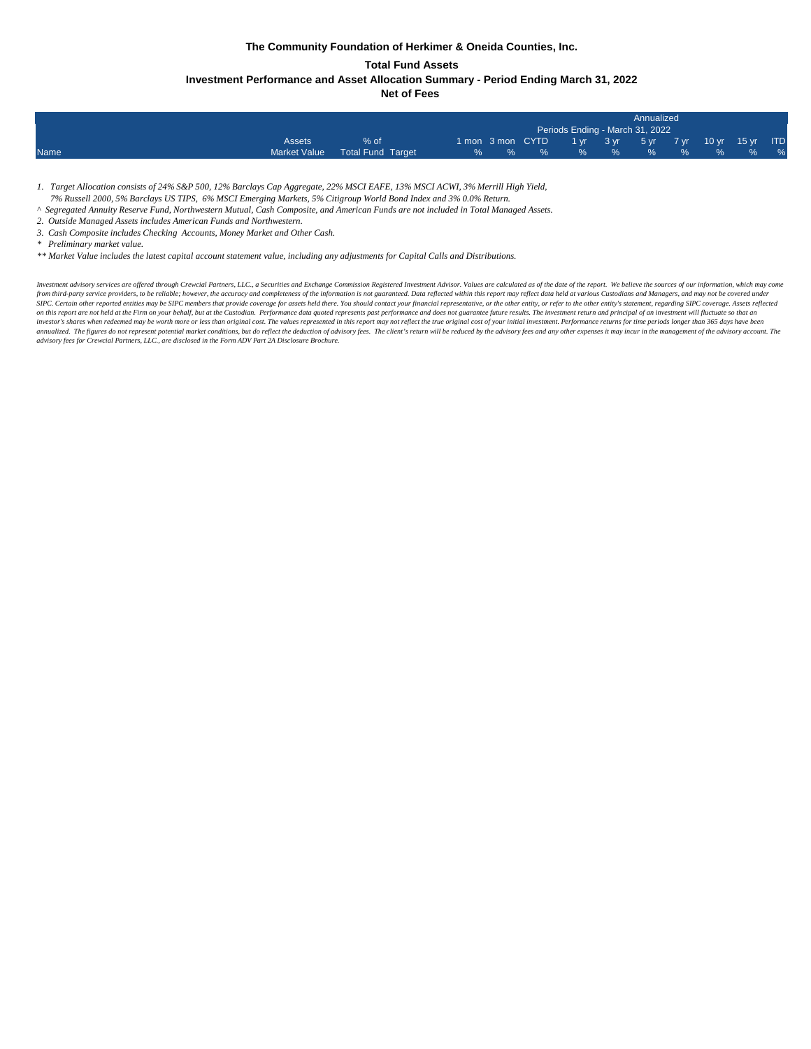**The Community Foundation of Herkimer & Oneida Counties, Inc.**

**Total Fund Assets**

**Investment Performance and Asset Allocation Summary - Period Ending March 31, 2022**

**Net of Fees**

| | | | | | | | | | | | | | |
|---|---|---|---|---|---|---|---|---|---|---|---|---|---|
| | | | | | | | | Annualized | | | | | |
| | | | | | | Periods Ending - March 31, 2022 | | | | | | | |
| | Assets | % of | | 1 mon | 3 mon | CYTD | 1 yr | 3 yr | 5 yr | 7 yr | 10 yr | 15 yr | ITD |
| Name | Market Value | Total Fund | Target | % | % | % | % | % | % | % | % | % | % |

*1. Target Allocation consists of 24% S&P 500, 12% Barclays Cap Aggregate, 22% MSCI EAFE, 13% MSCI ACWI, 3% Merrill High Yield, 7% Russell 2000, 5% Barclays US TIPS, 6% MSCI Emerging Markets, 5% Citigroup World Bond Index and 3% 0.0% Return.*

*^ Segregated Annuity Reserve Fund, Northwestern Mutual, Cash Composite, and American Funds are not included in Total Managed Assets.*

*2. Outside Managed Assets includes American Funds and Northwestern.*

*3. Cash Composite includes Checking Accounts, Money Market and Other Cash.*

*\* Preliminary market value.*

*\*\* Market Value includes the latest capital account statement value, including any adjustments for Capital Calls and Distributions.*

*Investment advisory services are offered through Crewcial Partners, LLC., a Securities and Exchange Commission Registered Investment Advisor. Values are calculated as of the date of the report. We believe the sources of our information, which may come from third-party service providers, to be reliable; however, the accuracy and completeness of the information is not guaranteed. Data reflected within this report may reflect data held at various Custodians and Managers, and may not be covered under SIPC. Certain other reported entities may be SIPC members that provide coverage for assets held there. You should contact your financial representative, or the other entity, or refer to the other entity's statement, regarding SIPC coverage. Assets reflected on this report are not held at the Firm on your behalf, but at the Custodian. Performance data quoted represents past performance and does not guarantee future results. The investment return and principal of an investment will fluctuate so that an investor's shares when redeemed may be worth more or less than original cost. The values represented in this report may not reflect the true original cost of your initial investment. Performance returns for time periods longer than 365 days have been annualized. The figures do not represent potential market conditions, but do reflect the deduction of advisory fees. The client's return will be reduced by the advisory fees and any other expenses it may incur in the management of the advisory account. The advisory fees for Crewcial Partners, LLC., are disclosed in the Form ADV Part 2A Disclosure Brochure.*